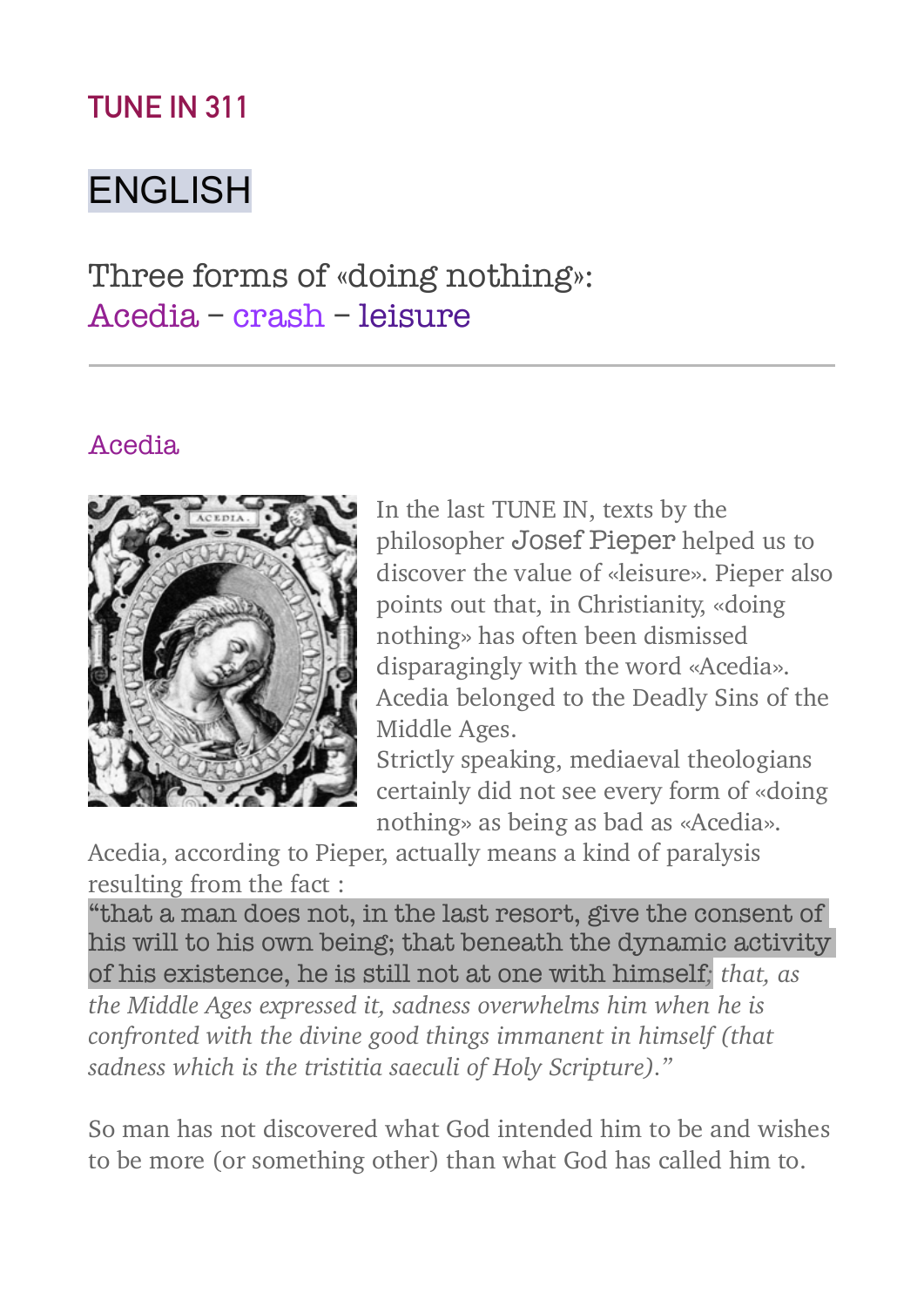# TUNE IN 311

## ENGLISH

## Three forms of «doing nothing»: Acedia – crash – leisure

---

### Acedia

In the last TUNE IN, texts by the philosopher Josef Pieper helped us to discover the value of «leisure». Pieper also points out that, in Christianity, «doing nothing» has often been dismissed disparagingly with the word «Acedia». Acedia belonged to the Deadly Sins of the Middle Ages.

Strictly speaking, mediaeval theologians certainly did not see every form of «doing nothing» as being as bad as «Acedia».

Acedia, according to Pieper, actually means a kind of paralysis resulting from the fact :

"that a man does not, in the last resort, give the consent of his will to his own being; that beneath the dynamic activity of his existence, he is still not at one with himself; *that, as the Middle Ages expressed it, sadness overwhelms him when he is confronted with the divine good things immanent in himself (that sadness which is the tristitia saeculi of Holy Scripture)."*

So man has not discovered what God intended him to be and wishes to be more (or something other) than what God has called him to.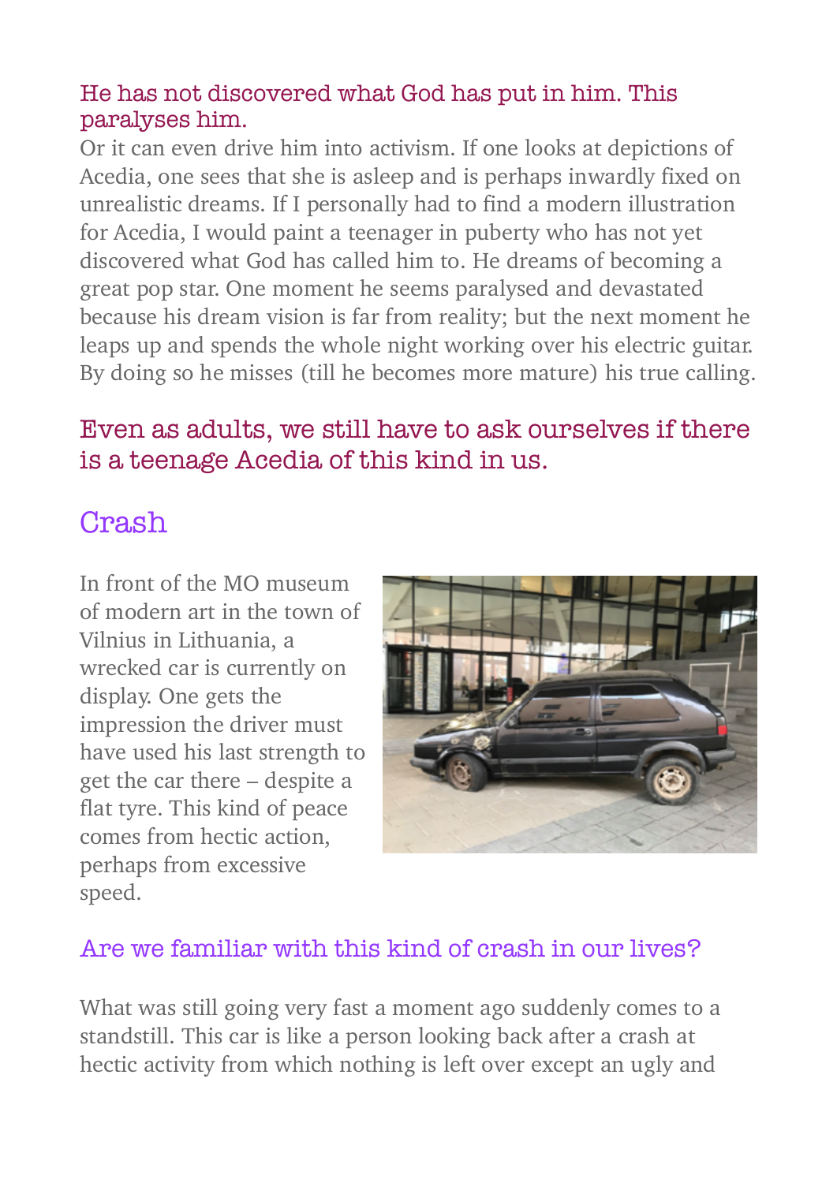He has not discovered what God has put in him. This paralyses him.

Or it can even drive him into activism. If one looks at depictions of Acedia, one sees that she is asleep and is perhaps inwardly fixed on unrealistic dreams. If I personally had to find a modern illustration for Acedia, I would paint a teenager in puberty who has not yet discovered what God has called him to. He dreams of becoming a great pop star. One moment he seems paralysed and devastated because his dream vision is far from reality; but the next moment he leaps up and spends the whole night working over his electric guitar. By doing so he misses (till he becomes more mature) his true calling.

### Even as adults, we still have to ask ourselves if there is a teenage Acedia of this kind in us.

## Crash

In front of the MO museum of modern art in the town of Vilnius in Lithuania, a wrecked car is currently on display. One gets the impression the driver must have used his last strength to get the car there – despite a flat tyre. This kind of peace comes from hectic action, perhaps from excessive speed.

### Are we familiar with this kind of crash in our lives?

What was still going very fast a moment ago suddenly comes to a standstill. This car is like a person looking back after a crash at hectic activity from which nothing is left over except an ugly and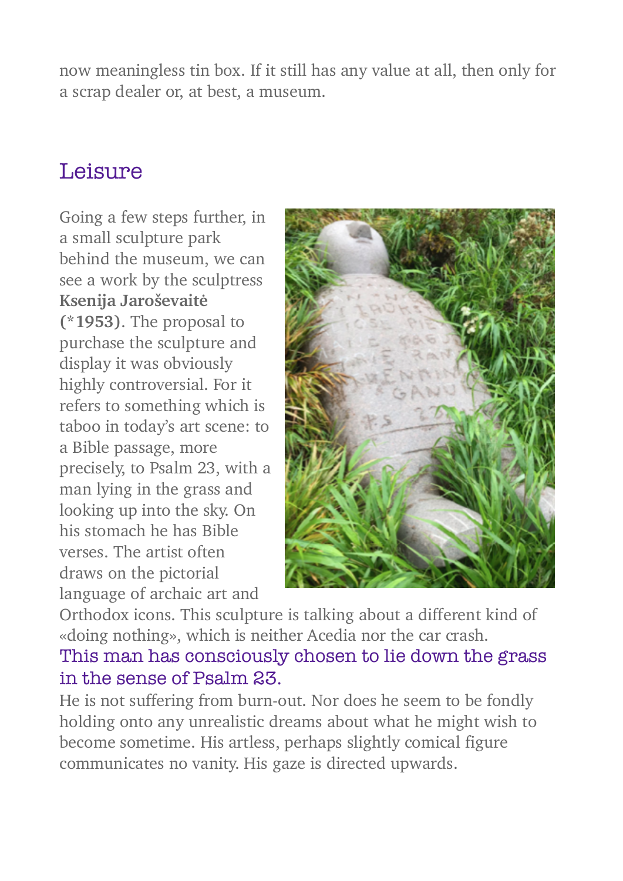now meaningless tin box. If it still has any value at all, then only for a scrap dealer or, at best, a museum.

## Leisure

Going a few steps further, in a small sculpture park behind the museum, we can see a work by the sculptress **Ksenija Jaroševaitė (*1953)**. The proposal to purchase the sculpture and display it was obviously highly controversial. For it refers to something which is taboo in today's art scene: to a Bible passage, more precisely, to Psalm 23, with a man lying in the grass and looking up into the sky. On his stomach he has Bible verses. The artist often draws on the pictorial language of archaic art and Orthodox icons. This sculpture is talking about a different kind of «doing nothing», which is neither Acedia nor the car crash.

This man has consciously chosen to lie down the grass in the sense of Psalm 23.

He is not suffering from burn-out. Nor does he seem to be fondly holding onto any unrealistic dreams about what he might wish to become sometime. His artless, perhaps slightly comical figure communicates no vanity. His gaze is directed upwards.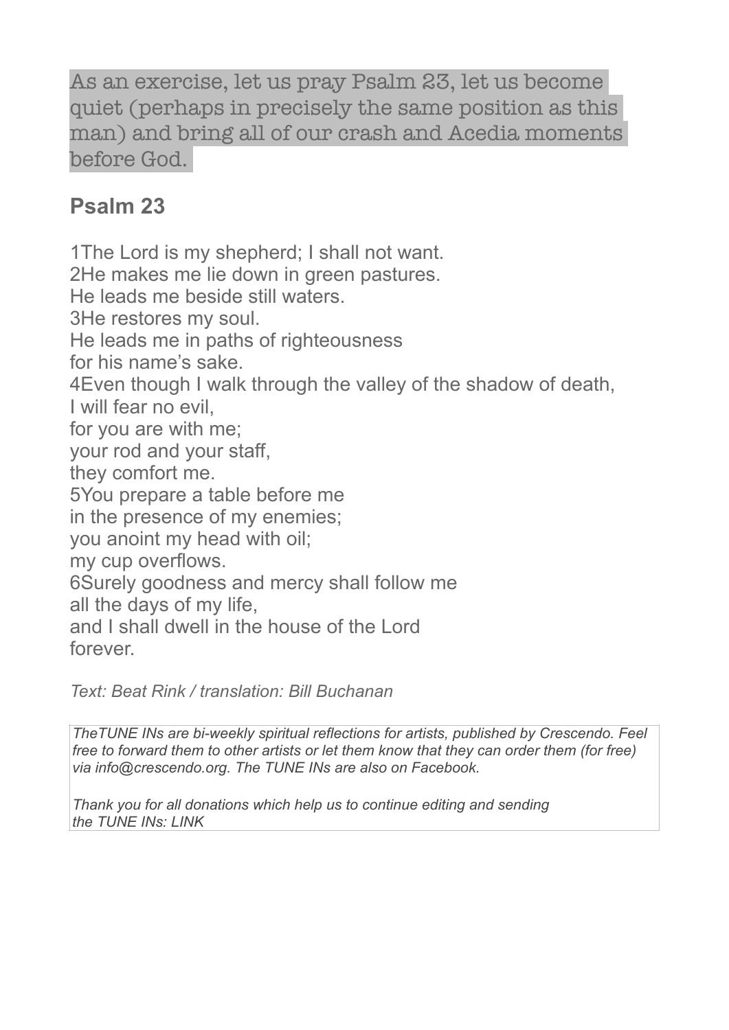As an exercise, let us pray Psalm 23, let us become quiet (perhaps in precisely the same position as this man) and bring all of our crash and Acedia moments before God.

## Psalm 23

1The Lord is my shepherd; I shall not want.
2He makes me lie down in green pastures.
He leads me beside still waters.
3He restores my soul.
He leads me in paths of righteousness
for his name's sake.
4Even though I walk through the valley of the shadow of death,
I will fear no evil,
for you are with me;
your rod and your staff,
they comfort me.
5You prepare a table before me
in the presence of my enemies;
you anoint my head with oil;
my cup overflows.
6Surely goodness and mercy shall follow me
all the days of my life,
and I shall dwell in the house of the Lord
forever.

*Text: Beat Rink / translation: Bill Buchanan*

*TheTUNE INs are bi-weekly spiritual reflections for artists, published by Crescendo. Feel free to forward them to other artists or let them know that they can order them (for free) via info@crescendo.org. The TUNE INs are also on Facebook.*

*Thank you for all donations which help us to continue editing and sending the TUNE INs: LINK*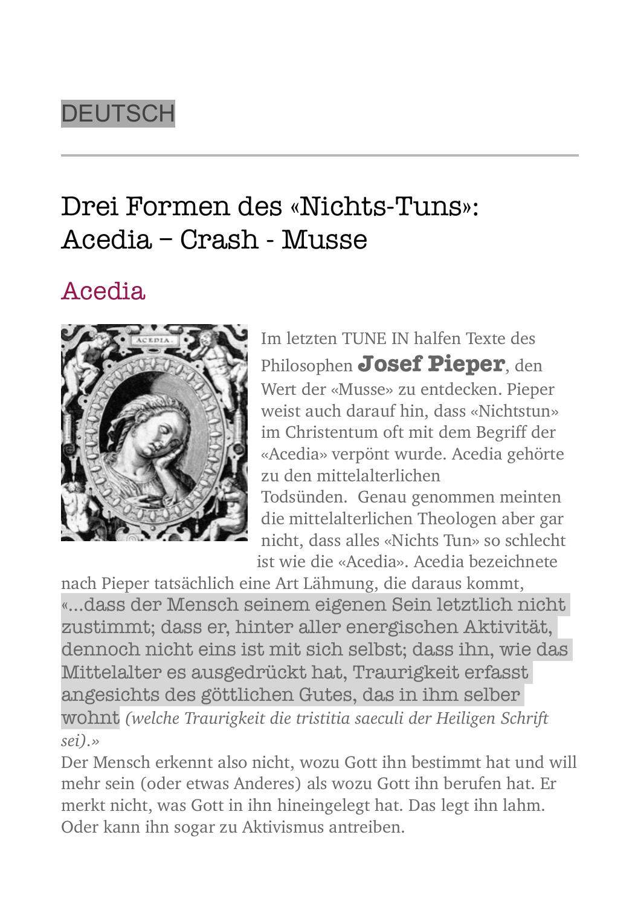DEUTSCH

---

# Drei Formen des «Nichts-Tuns»: Acedia – Crash - Musse

## Acedia

Im letzten TUNE IN halfen Texte des Philosophen **Josef Pieper**, den Wert der «Musse» zu entdecken. Pieper weist auch darauf hin, dass «Nichtstun» im Christentum oft mit dem Begriff der «Acedia» verpönt wurde. Acedia gehörte zu den mittelalterlichen Todsünden. Genau genommen meinten die mittelalterlichen Theologen aber gar nicht, dass alles «Nichts Tun» so schlecht ist wie die «Acedia». Acedia bezeichnete nach Pieper tatsächlich eine Art Lähmung, die daraus kommt, «...dass der Mensch seinem eigenen Sein letztlich nicht zustimmt; dass er, hinter aller energischen Aktivität, dennoch nicht eins ist mit sich selbst; dass ihn, wie das Mittelalter es ausgedrückt hat, Traurigkeit erfasst angesichts des göttlichen Gutes, das in ihm selber wohnt *(welche Traurigkeit die tristitia saeculi der Heiligen Schrift sei).»*

Der Mensch erkennt also nicht, wozu Gott ihn bestimmt hat und will mehr sein (oder etwas Anderes) als wozu Gott ihn berufen hat. Er merkt nicht, was Gott in ihn hineingelegt hat. Das legt ihn lahm. Oder kann ihn sogar zu Aktivismus antreiben.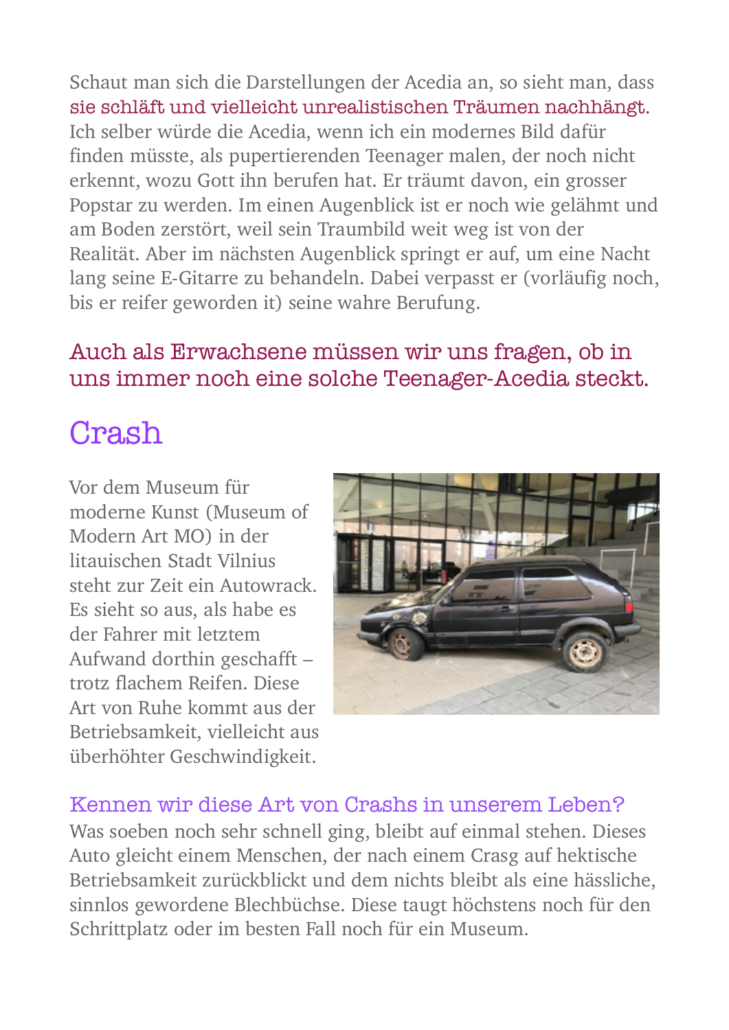Schaut man sich die Darstellungen der Acedia an, so sieht man, dass sie schläft und vielleicht unrealistischen Träumen nachhängt. Ich selber würde die Acedia, wenn ich ein modernes Bild dafür finden müsste, als pupertierenden Teenager malen, der noch nicht erkennt, wozu Gott ihn berufen hat. Er träumt davon, ein grosser Popstar zu werden. Im einen Augenblick ist er noch wie gelähmt und am Boden zerstört, weil sein Traumbild weit weg ist von der Realität. Aber im nächsten Augenblick springt er auf, um eine Nacht lang seine E-Gitarre zu behandeln. Dabei verpasst er (vorläufig noch, bis er reifer geworden it) seine wahre Berufung.

Auch als Erwachsene müssen wir uns fragen, ob in uns immer noch eine solche Teenager-Acedia steckt.

## Crash

Vor dem Museum für moderne Kunst (Museum of Modern Art MO) in der litauischen Stadt Vilnius steht zur Zeit ein Autowrack. Es sieht so aus, als habe es der Fahrer mit letztem Aufwand dorthin geschafft – trotz flachem Reifen. Diese Art von Ruhe kommt aus der Betriebsamkeit, vielleicht aus überhöhter Geschwindigkeit.

### Kennen wir diese Art von Crashs in unserem Leben?

Was soeben noch sehr schnell ging, bleibt auf einmal stehen. Dieses Auto gleicht einem Menschen, der nach einem Crasg auf hektische Betriebsamkeit zurückblickt und dem nichts bleibt als eine hässliche, sinnlos gewordene Blechbüchse. Diese taugt höchstens noch für den Schrittplatz oder im besten Fall noch für ein Museum.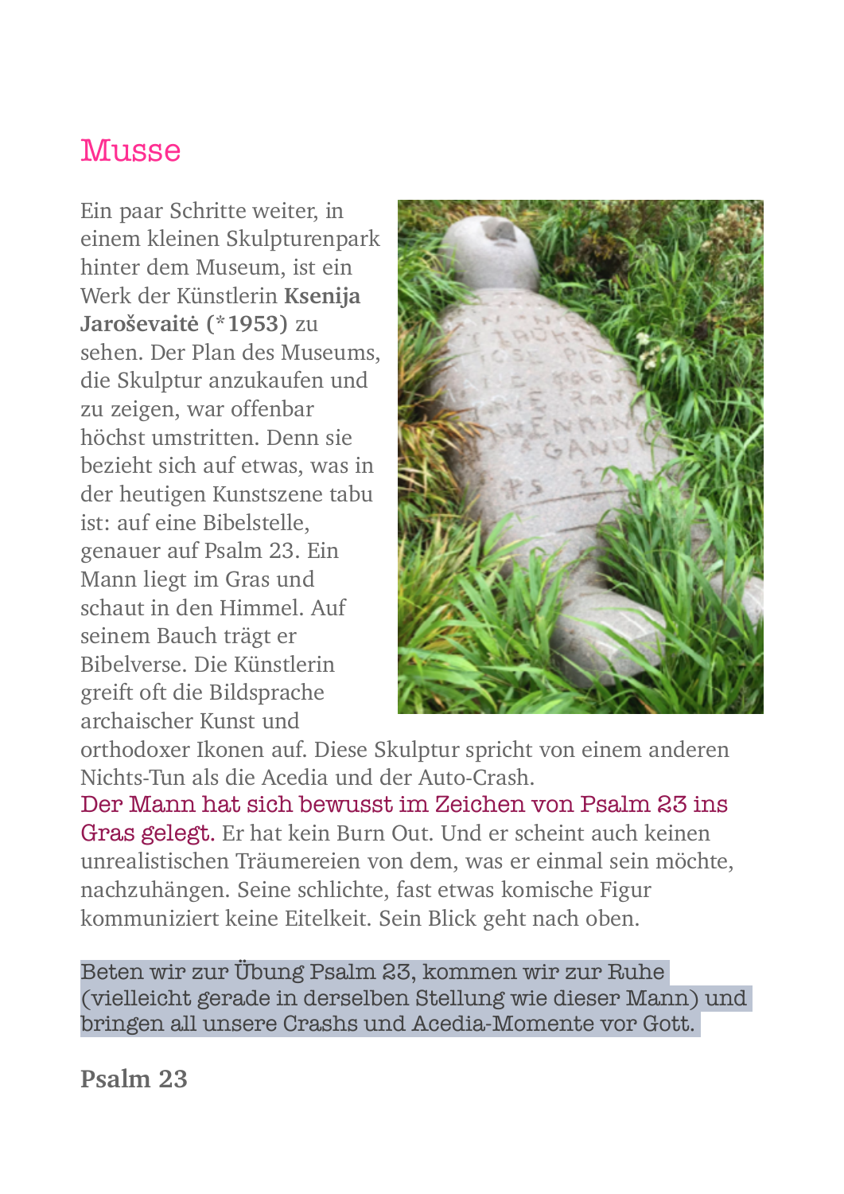## Musse

Ein paar Schritte weiter, in einem kleinen Skulpturenpark hinter dem Museum, ist ein Werk der Künstlerin **Ksenija Jaroševaitė (*1953)** zu sehen. Der Plan des Museums, die Skulptur anzukaufen und zu zeigen, war offenbar höchst umstritten. Denn sie bezieht sich auf etwas, was in der heutigen Kunstszene tabu ist: auf eine Bibelstelle, genauer auf Psalm 23. Ein Mann liegt im Gras und schaut in den Himmel. Auf seinem Bauch trägt er Bibelverse. Die Künstlerin greift oft die Bildsprache archaischer Kunst und orthodoxer Ikonen auf. Diese Skulptur spricht von einem anderen Nichts-Tun als die Acedia und der Auto-Crash.

Der Mann hat sich bewusst im Zeichen von Psalm 23 ins Gras gelegt. Er hat kein Burn Out. Und er scheint auch keinen unrealistischen Träumereien von dem, was er einmal sein möchte, nachzuhängen. Seine schlichte, fast etwas komische Figur kommuniziert keine Eitelkeit. Sein Blick geht nach oben.

Beten wir zur Übung Psalm 23, kommen wir zur Ruhe (vielleicht gerade in derselben Stellung wie dieser Mann) und bringen all unsere Crashs und Acedia-Momente vor Gott.

**Psalm 23**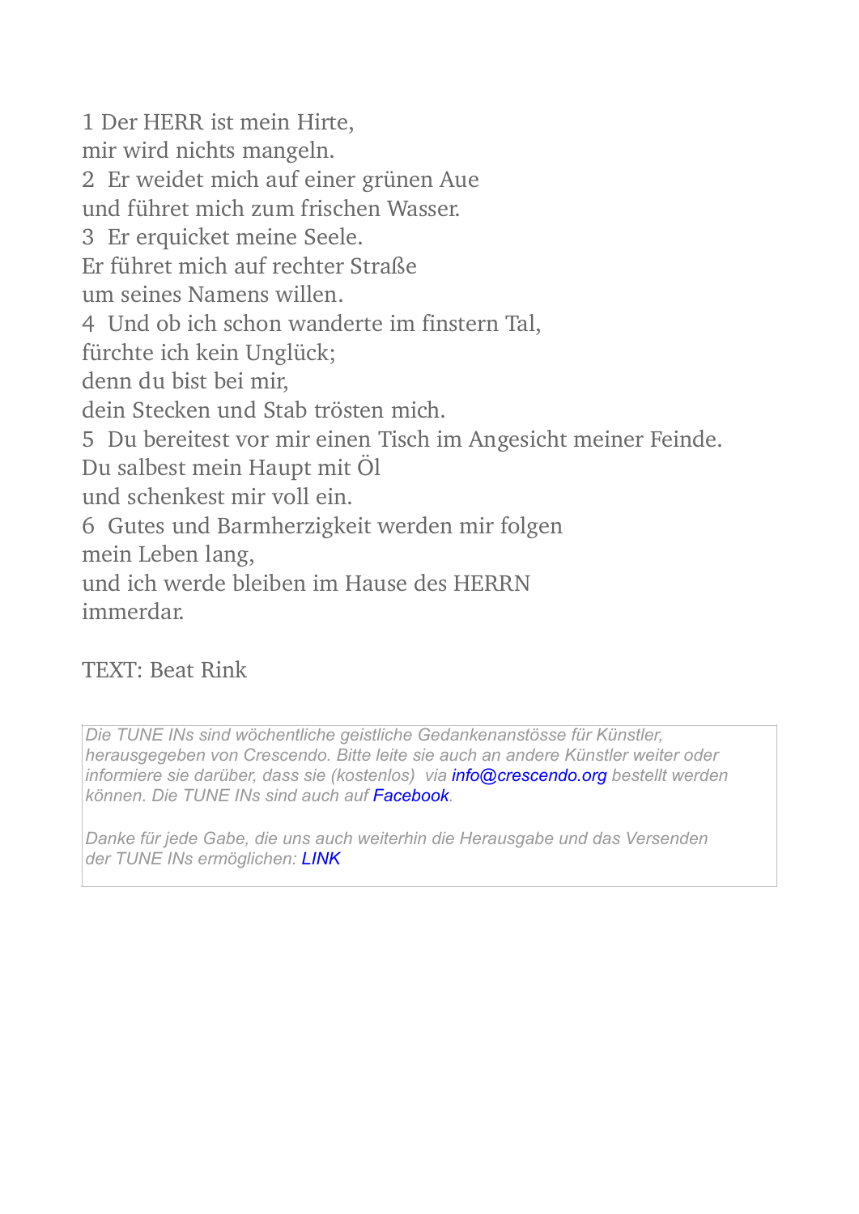1 Der HERR ist mein Hirte,
mir wird nichts mangeln.
2 Er weidet mich auf einer grünen Aue
und führet mich zum frischen Wasser.
3 Er erquicket meine Seele.
Er führet mich auf rechter Straße
um seines Namens willen.
4 Und ob ich schon wanderte im finstern Tal,
fürchte ich kein Unglück;
denn du bist bei mir,
dein Stecken und Stab trösten mich.
5 Du bereitest vor mir einen Tisch im Angesicht meiner Feinde.
Du salbest mein Haupt mit Öl
und schenkest mir voll ein.
6 Gutes und Barmherzigkeit werden mir folgen
mein Leben lang,
und ich werde bleiben im Hause des HERRN
immerdar.

TEXT: Beat Rink

*Die TUNE INs sind wöchentliche geistliche Gedankenanstösse für Künstler, herausgegeben von Crescendo. Bitte leite sie auch an andere Künstler weiter oder informiere sie darüber, dass sie (kostenlos) via info@crescendo.org bestellt werden können. Die TUNE INs sind auch auf Facebook.*

*Danke für jede Gabe, die uns auch weiterhin die Herausgabe und das Versenden der TUNE INs ermöglichen: LINK*